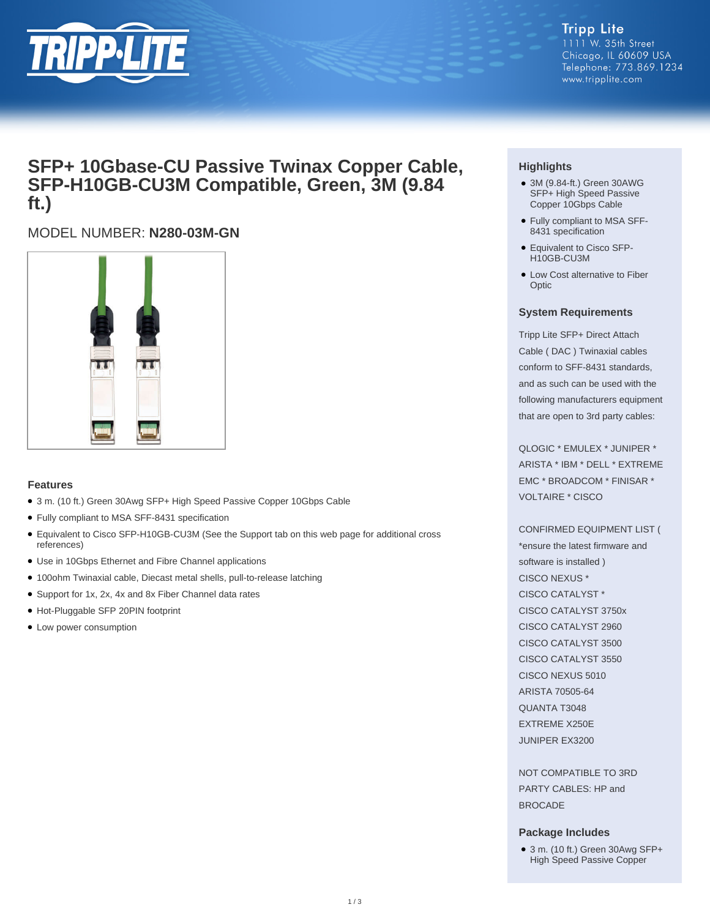Tripp Lite
1111 W. 35th Street
Chicago, IL 60609 USA
Telephone: 773.869.1234
www.tripplite.com

# SFP+ 10Gbase-CU Passive Twinax Copper Cable, SFP-H10GB-CU3M Compatible, Green, 3M (9.84 ft.)

MODEL NUMBER: **N280-03M-GN**

## Features

- 3 m. (10 ft.) Green 30Awg SFP+ High Speed Passive Copper 10Gbps Cable
- Fully compliant to MSA SFF-8431 specification
- Equivalent to Cisco SFP-H10GB-CU3M (See the Support tab on this web page for additional cross references)
- Use in 10Gbps Ethernet and Fibre Channel applications
- 100ohm Twinaxial cable, Diecast metal shells, pull-to-release latching
- Support for 1x, 2x, 4x and 8x Fiber Channel data rates
- Hot-Pluggable SFP 20PIN footprint
- Low power consumption

## Highlights

- 3M (9.84-ft.) Green 30AWG SFP+ High Speed Passive Copper 10Gbps Cable
- Fully compliant to MSA SFF-8431 specification
- Equivalent to Cisco SFP-H10GB-CU3M
- Low Cost alternative to Fiber Optic

## System Requirements

Tripp Lite SFP+ Direct Attach Cable ( DAC ) Twinaxial cables conform to SFF-8431 standards, and as such can be used with the following manufacturers equipment that are open to 3rd party cables:

QLOGIC * EMULEX * JUNIPER * ARISTA * IBM * DELL * EXTREME EMC * BROADCOM * FINISAR * VOLTAIRE * CISCO

CONFIRMED EQUIPMENT LIST ( *ensure the latest firmware and software is installed )
CISCO NEXUS *
CISCO CATALYST *
CISCO CATALYST 3750x
CISCO CATALYST 2960
CISCO CATALYST 3500
CISCO CATALYST 3550
CISCO NEXUS 5010
ARISTA 70505-64
QUANTA T3048
EXTREME X250E
JUNIPER EX3200

NOT COMPATIBLE TO 3RD PARTY CABLES: HP and BROCADE

## Package Includes

- 3 m. (10 ft.) Green 30Awg SFP+ High Speed Passive Copper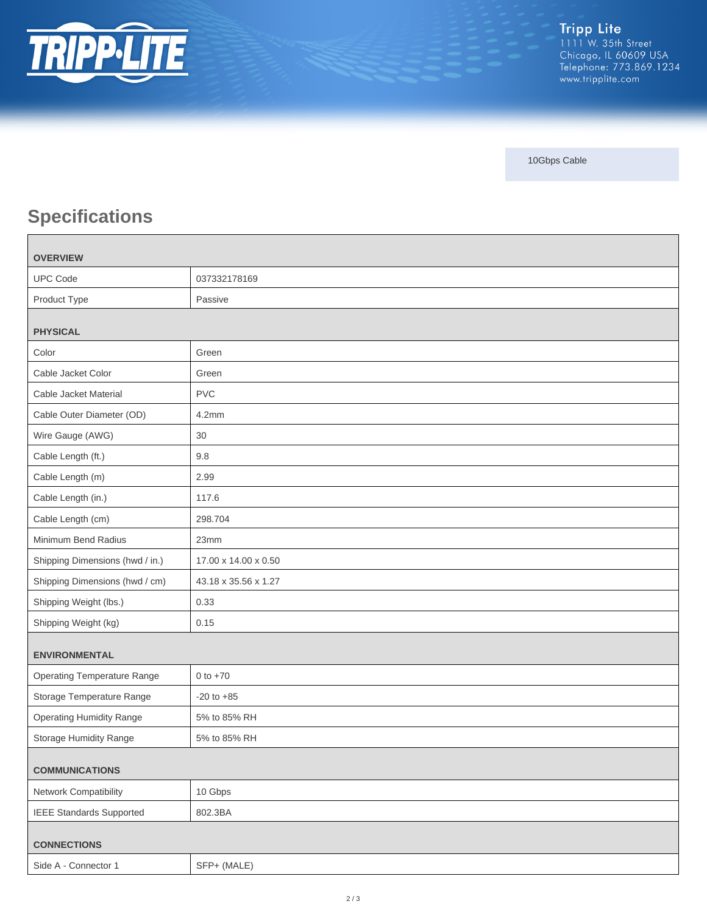10Gbps Cable

## Specifications

| OVERVIEW | |
|---|---|
| UPC Code | 037332178169 |
| Product Type | Passive |
| **PHYSICAL** | |
| Color | Green |
| Cable Jacket Color | Green |
| Cable Jacket Material | PVC |
| Cable Outer Diameter (OD) | 4.2mm |
| Wire Gauge (AWG) | 30 |
| Cable Length (ft.) | 9.8 |
| Cable Length (m) | 2.99 |
| Cable Length (in.) | 117.6 |
| Cable Length (cm) | 298.704 |
| Minimum Bend Radius | 23mm |
| Shipping Dimensions (hwd / in.) | 17.00 x 14.00 x 0.50 |
| Shipping Dimensions (hwd / cm) | 43.18 x 35.56 x 1.27 |
| Shipping Weight (lbs.) | 0.33 |
| Shipping Weight (kg) | 0.15 |
| **ENVIRONMENTAL** | |
| Operating Temperature Range | 0 to +70 |
| Storage Temperature Range | -20 to +85 |
| Operating Humidity Range | 5% to 85% RH |
| Storage Humidity Range | 5% to 85% RH |
| **COMMUNICATIONS** | |
| Network Compatibility | 10 Gbps |
| IEEE Standards Supported | 802.3BA |
| **CONNECTIONS** | |
| Side A - Connector 1 | SFP+ (MALE) |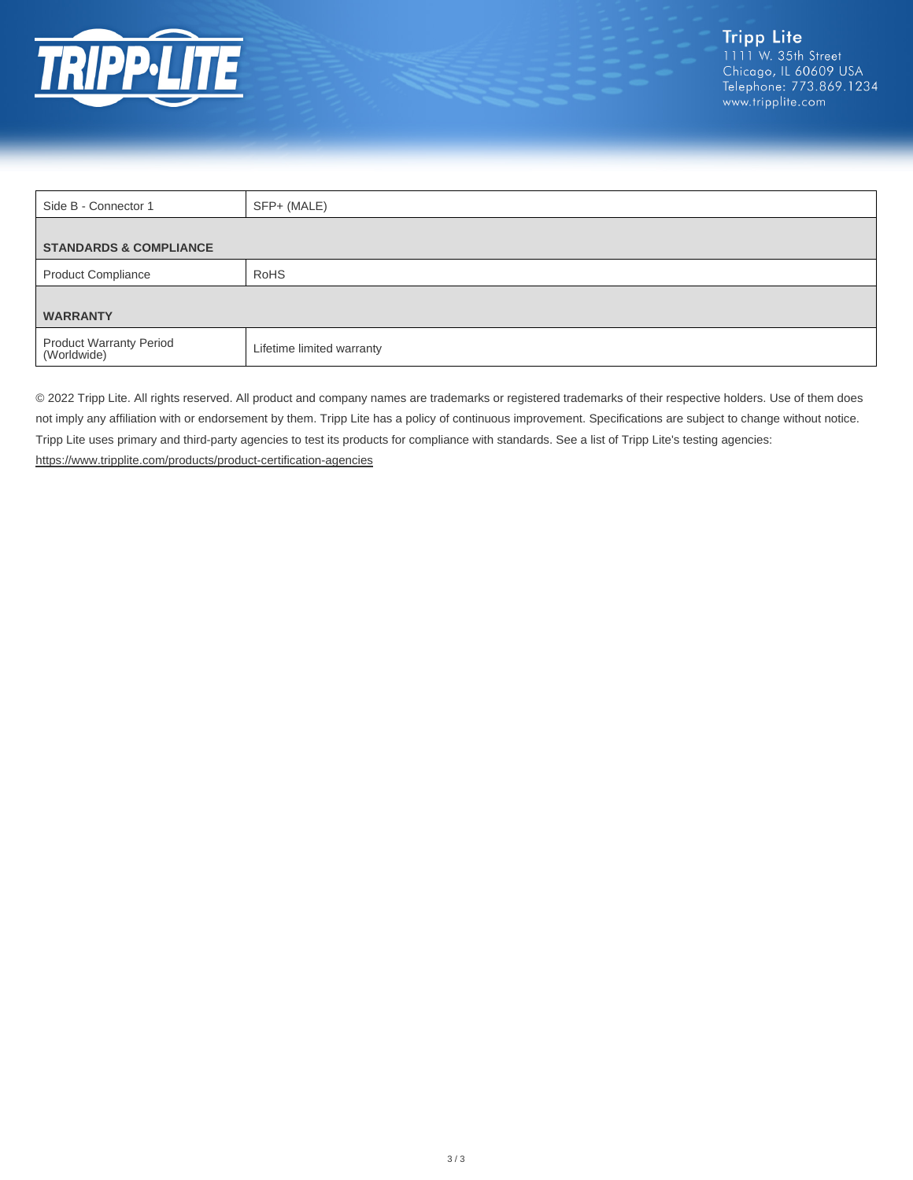| | |
|---|---|
| Side B - Connector 1 | SFP+ (MALE) |
| **STANDARDS & COMPLIANCE** | |
| Product Compliance | RoHS |
| **WARRANTY** | |
| Product Warranty Period (Worldwide) | Lifetime limited warranty |

© 2022 Tripp Lite. All rights reserved. All product and company names are trademarks or registered trademarks of their respective holders. Use of them does not imply any affiliation with or endorsement by them. Tripp Lite has a policy of continuous improvement. Specifications are subject to change without notice. Tripp Lite uses primary and third-party agencies to test its products for compliance with standards. See a list of Tripp Lite's testing agencies: https://www.tripplite.com/products/product-certification-agencies